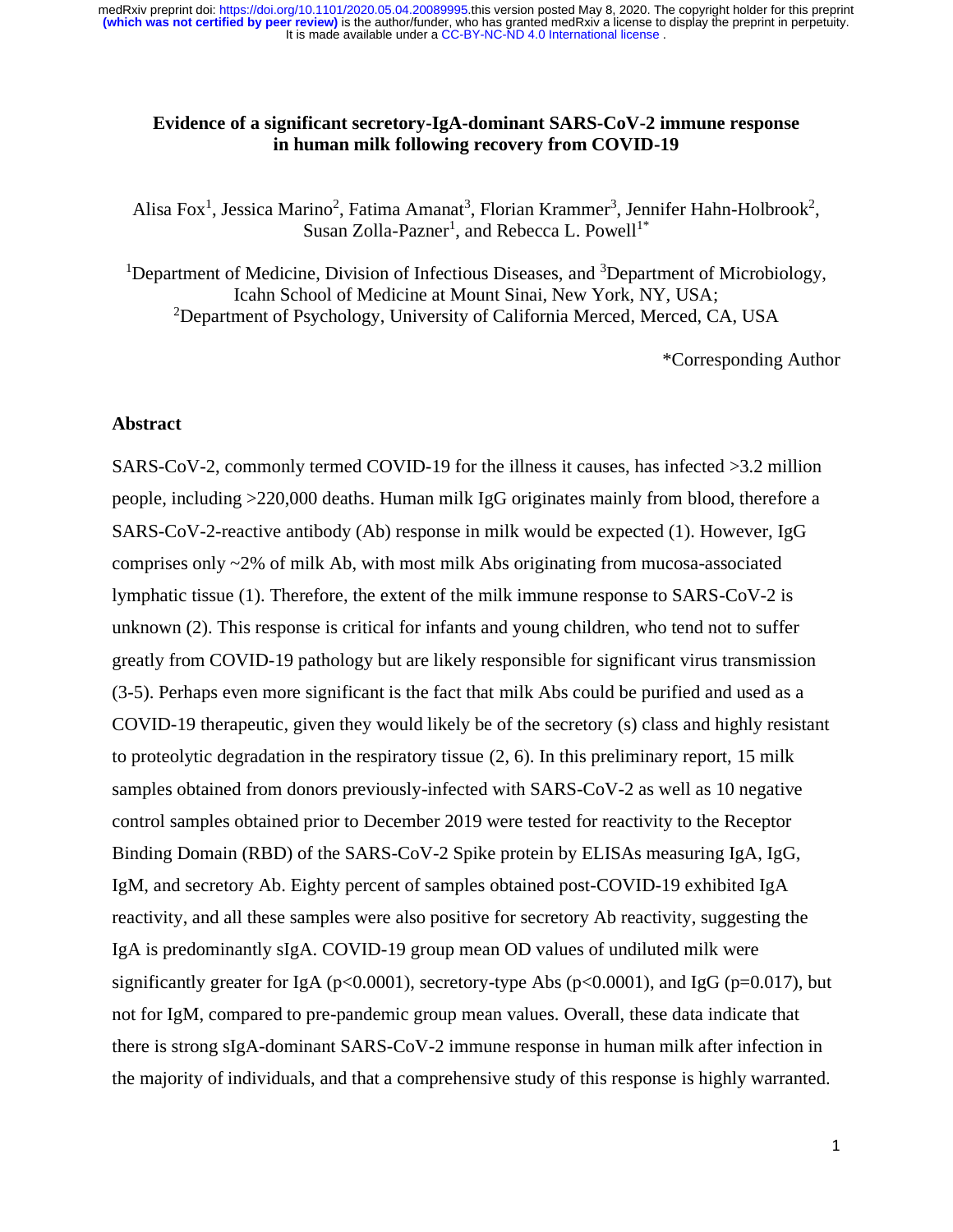# Evidence of a significant secretory-IgA-dominant SARS-CoV-2 immune response in human milk following recovery from COVID-19

Alisa Fox[1], Jessica Marino[2], Fatima Amanat[3], Florian Krammer[3], Jennifer Hahn-Holbrook[2], Susan Zolla-Pazner[1], and Rebecca L. Powell[1*]

[1]Department of Medicine, Division of Infectious Diseases, and [3]Department of Microbiology, Icahn School of Medicine at Mount Sinai, New York, NY, USA;
[2]Department of Psychology, University of California Merced, Merced, CA, USA

*Corresponding Author

## Abstract

SARS-CoV-2, commonly termed COVID-19 for the illness it causes, has infected >3.2 million people, including >220,000 deaths. Human milk IgG originates mainly from blood, therefore a SARS-CoV-2-reactive antibody (Ab) response in milk would be expected (1). However, IgG comprises only ~2% of milk Ab, with most milk Abs originating from mucosa-associated lymphatic tissue (1). Therefore, the extent of the milk immune response to SARS-CoV-2 is unknown (2). This response is critical for infants and young children, who tend not to suffer greatly from COVID-19 pathology but are likely responsible for significant virus transmission (3-5). Perhaps even more significant is the fact that milk Abs could be purified and used as a COVID-19 therapeutic, given they would likely be of the secretory (s) class and highly resistant to proteolytic degradation in the respiratory tissue (2, 6). In this preliminary report, 15 milk samples obtained from donors previously-infected with SARS-CoV-2 as well as 10 negative control samples obtained prior to December 2019 were tested for reactivity to the Receptor Binding Domain (RBD) of the SARS-CoV-2 Spike protein by ELISAs measuring IgA, IgG, IgM, and secretory Ab. Eighty percent of samples obtained post-COVID-19 exhibited IgA reactivity, and all these samples were also positive for secretory Ab reactivity, suggesting the IgA is predominantly sIgA. COVID-19 group mean OD values of undiluted milk were significantly greater for IgA ($p<0.0001$), secretory-type Abs ($p<0.0001$), and IgG ($p=0.017$), but not for IgM, compared to pre-pandemic group mean values. Overall, these data indicate that there is strong sIgA-dominant SARS-CoV-2 immune response in human milk after infection in the majority of individuals, and that a comprehensive study of this response is highly warranted.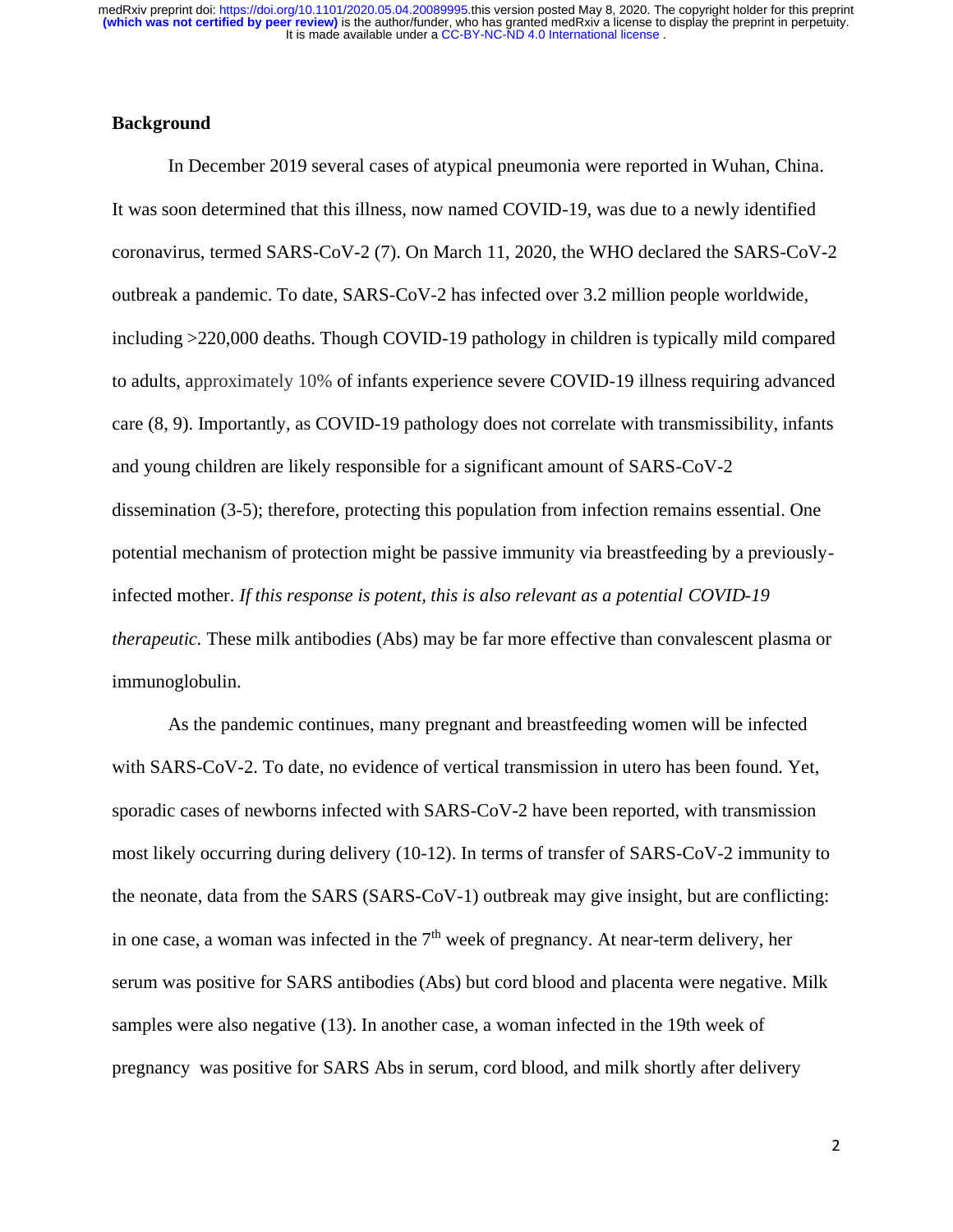## Background

In December 2019 several cases of atypical pneumonia were reported in Wuhan, China. It was soon determined that this illness, now named COVID-19, was due to a newly identified coronavirus, termed SARS-CoV-2 (7). On March 11, 2020, the WHO declared the SARS-CoV-2 outbreak a pandemic. To date, SARS-CoV-2 has infected over 3.2 million people worldwide, including >220,000 deaths. Though COVID-19 pathology in children is typically mild compared to adults, approximately 10% of infants experience severe COVID-19 illness requiring advanced care (8, 9). Importantly, as COVID-19 pathology does not correlate with transmissibility, infants and young children are likely responsible for a significant amount of SARS-CoV-2 dissemination (3-5); therefore, protecting this population from infection remains essential. One potential mechanism of protection might be passive immunity via breastfeeding by a previously-infected mother. *If this response is potent, this is also relevant as a potential COVID-19 therapeutic.* These milk antibodies (Abs) may be far more effective than convalescent plasma or immunoglobulin.

As the pandemic continues, many pregnant and breastfeeding women will be infected with SARS-CoV-2. To date, no evidence of vertical transmission in utero has been found. Yet, sporadic cases of newborns infected with SARS-CoV-2 have been reported, with transmission most likely occurring during delivery (10-12). In terms of transfer of SARS-CoV-2 immunity to the neonate, data from the SARS (SARS-CoV-1) outbreak may give insight, but are conflicting: in one case, a woman was infected in the 7th week of pregnancy. At near-term delivery, her serum was positive for SARS antibodies (Abs) but cord blood and placenta were negative. Milk samples were also negative (13). In another case, a woman infected in the 19th week of pregnancy was positive for SARS Abs in serum, cord blood, and milk shortly after delivery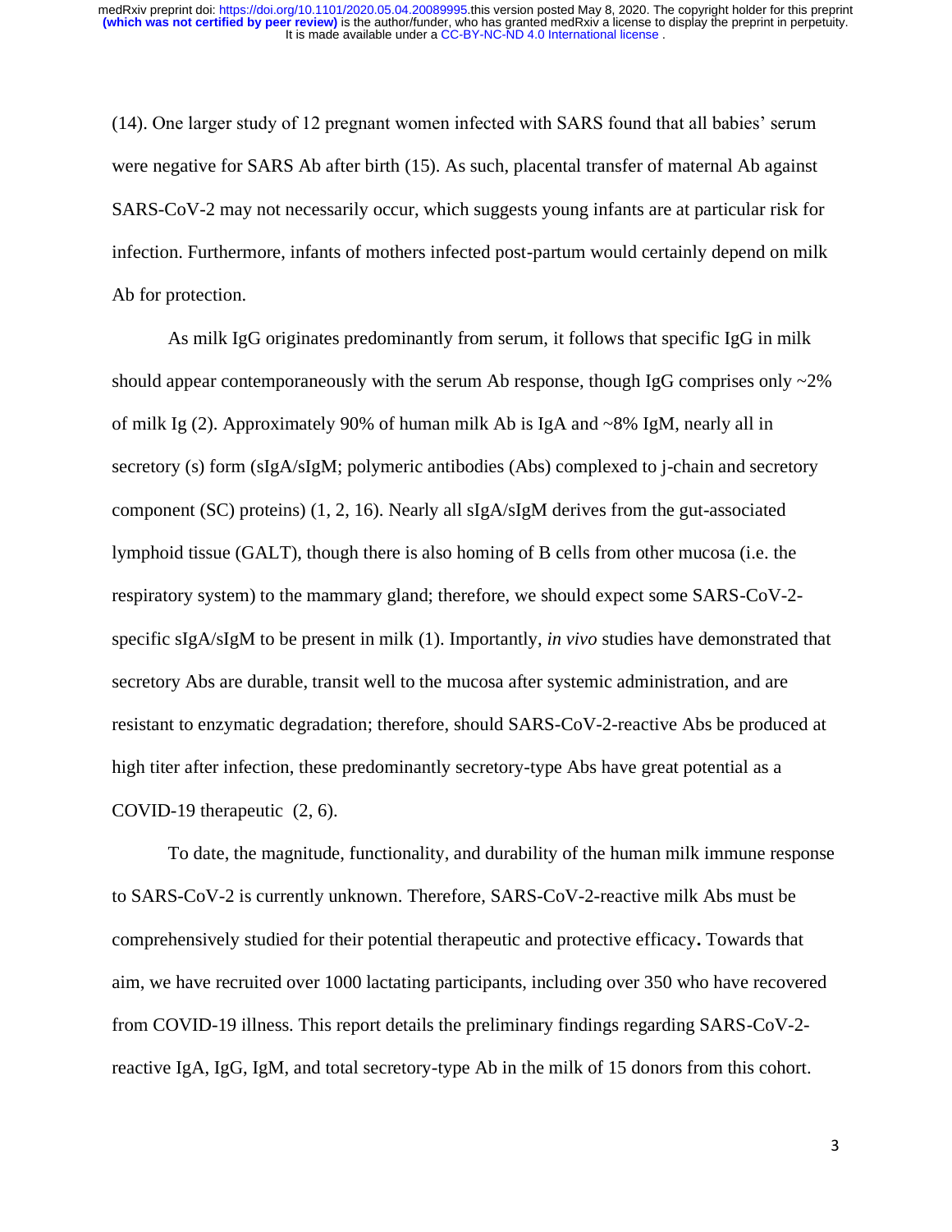(14). One larger study of 12 pregnant women infected with SARS found that all babies' serum were negative for SARS Ab after birth (15). As such, placental transfer of maternal Ab against SARS-CoV-2 may not necessarily occur, which suggests young infants are at particular risk for infection. Furthermore, infants of mothers infected post-partum would certainly depend on milk Ab for protection.

As milk IgG originates predominantly from serum, it follows that specific IgG in milk should appear contemporaneously with the serum Ab response, though IgG comprises only ~2% of milk Ig (2). Approximately 90% of human milk Ab is IgA and ~8% IgM, nearly all in secretory (s) form (sIgA/sIgM; polymeric antibodies (Abs) complexed to j-chain and secretory component (SC) proteins) (1, 2, 16). Nearly all sIgA/sIgM derives from the gut-associated lymphoid tissue (GALT), though there is also homing of B cells from other mucosa (i.e. the respiratory system) to the mammary gland; therefore, we should expect some SARS-CoV-2-specific sIgA/sIgM to be present in milk (1). Importantly, *in vivo* studies have demonstrated that secretory Abs are durable, transit well to the mucosa after systemic administration, and are resistant to enzymatic degradation; therefore, should SARS-CoV-2-reactive Abs be produced at high titer after infection, these predominantly secretory-type Abs have great potential as a COVID-19 therapeutic (2, 6).

To date, the magnitude, functionality, and durability of the human milk immune response to SARS-CoV-2 is currently unknown. Therefore, SARS-CoV-2-reactive milk Abs must be comprehensively studied for their potential therapeutic and protective efficacy**.** Towards that aim, we have recruited over 1000 lactating participants, including over 350 who have recovered from COVID-19 illness. This report details the preliminary findings regarding SARS-CoV-2-reactive IgA, IgG, IgM, and total secretory-type Ab in the milk of 15 donors from this cohort.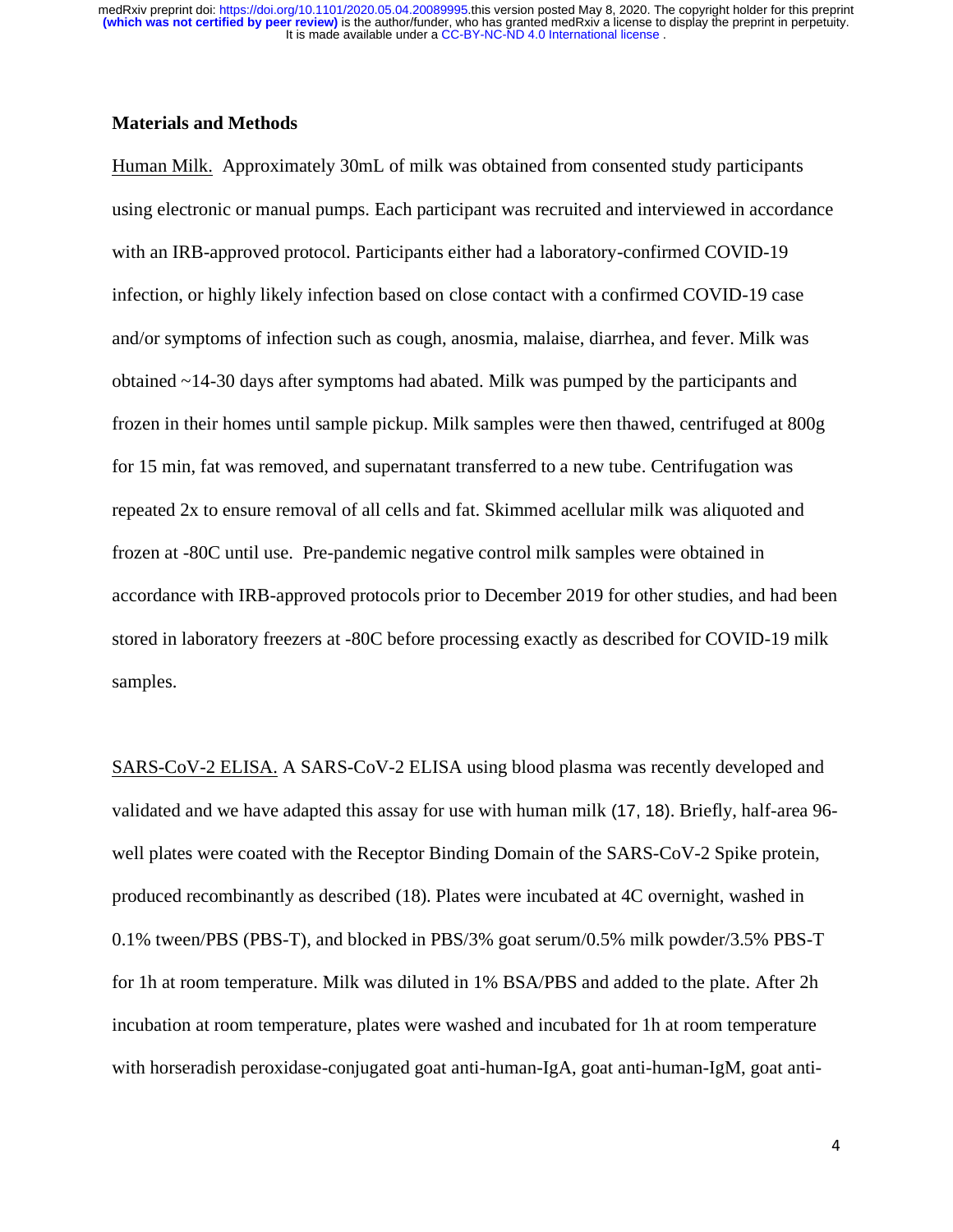## Materials and Methods

Human Milk. Approximately 30mL of milk was obtained from consented study participants using electronic or manual pumps. Each participant was recruited and interviewed in accordance with an IRB-approved protocol. Participants either had a laboratory-confirmed COVID-19 infection, or highly likely infection based on close contact with a confirmed COVID-19 case and/or symptoms of infection such as cough, anosmia, malaise, diarrhea, and fever. Milk was obtained ~14-30 days after symptoms had abated. Milk was pumped by the participants and frozen in their homes until sample pickup. Milk samples were then thawed, centrifuged at 800g for 15 min, fat was removed, and supernatant transferred to a new tube. Centrifugation was repeated 2x to ensure removal of all cells and fat. Skimmed acellular milk was aliquoted and frozen at -80C until use. Pre-pandemic negative control milk samples were obtained in accordance with IRB-approved protocols prior to December 2019 for other studies, and had been stored in laboratory freezers at -80C before processing exactly as described for COVID-19 milk samples.

SARS-CoV-2 ELISA. A SARS-CoV-2 ELISA using blood plasma was recently developed and validated and we have adapted this assay for use with human milk (17, 18). Briefly, half-area 96-well plates were coated with the Receptor Binding Domain of the SARS-CoV-2 Spike protein, produced recombinantly as described (18). Plates were incubated at 4C overnight, washed in 0.1% tween/PBS (PBS-T), and blocked in PBS/3% goat serum/0.5% milk powder/3.5% PBS-T for 1h at room temperature. Milk was diluted in 1% BSA/PBS and added to the plate. After 2h incubation at room temperature, plates were washed and incubated for 1h at room temperature with horseradish peroxidase-conjugated goat anti-human-IgA, goat anti-human-IgM, goat anti-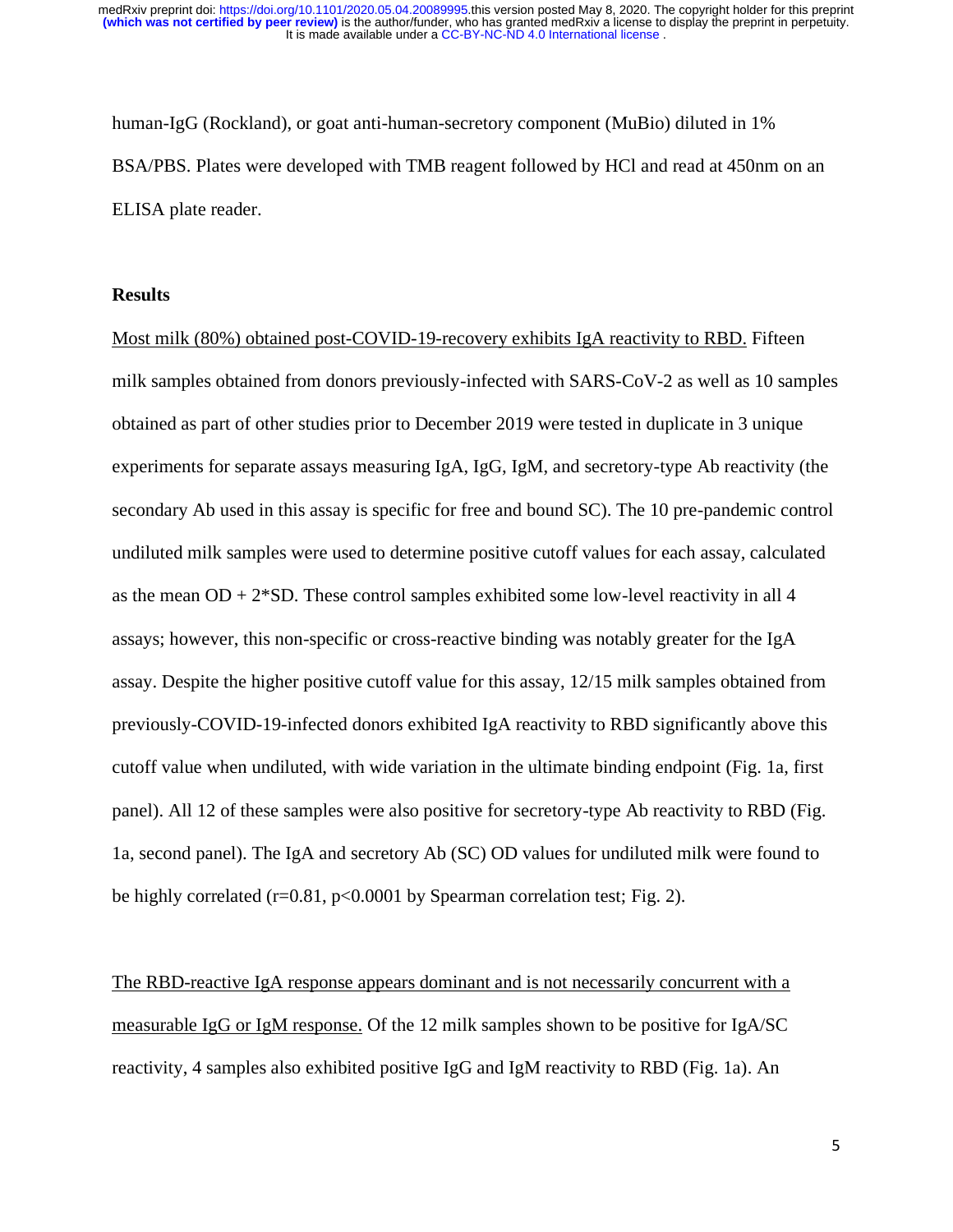human-IgG (Rockland), or goat anti-human-secretory component (MuBio) diluted in 1% BSA/PBS. Plates were developed with TMB reagent followed by HCl and read at 450nm on an ELISA plate reader.

## Results

Most milk (80%) obtained post-COVID-19-recovery exhibits IgA reactivity to RBD. Fifteen milk samples obtained from donors previously-infected with SARS-CoV-2 as well as 10 samples obtained as part of other studies prior to December 2019 were tested in duplicate in 3 unique experiments for separate assays measuring IgA, IgG, IgM, and secretory-type Ab reactivity (the secondary Ab used in this assay is specific for free and bound SC). The 10 pre-pandemic control undiluted milk samples were used to determine positive cutoff values for each assay, calculated as the mean OD + 2*SD. These control samples exhibited some low-level reactivity in all 4 assays; however, this non-specific or cross-reactive binding was notably greater for the IgA assay. Despite the higher positive cutoff value for this assay, 12/15 milk samples obtained from previously-COVID-19-infected donors exhibited IgA reactivity to RBD significantly above this cutoff value when undiluted, with wide variation in the ultimate binding endpoint (Fig. 1a, first panel). All 12 of these samples were also positive for secretory-type Ab reactivity to RBD (Fig. 1a, second panel). The IgA and secretory Ab (SC) OD values for undiluted milk were found to be highly correlated ($r=0.81$, $p<0.0001$ by Spearman correlation test; Fig. 2).

The RBD-reactive IgA response appears dominant and is not necessarily concurrent with a measurable IgG or IgM response. Of the 12 milk samples shown to be positive for IgA/SC reactivity, 4 samples also exhibited positive IgG and IgM reactivity to RBD (Fig. 1a). An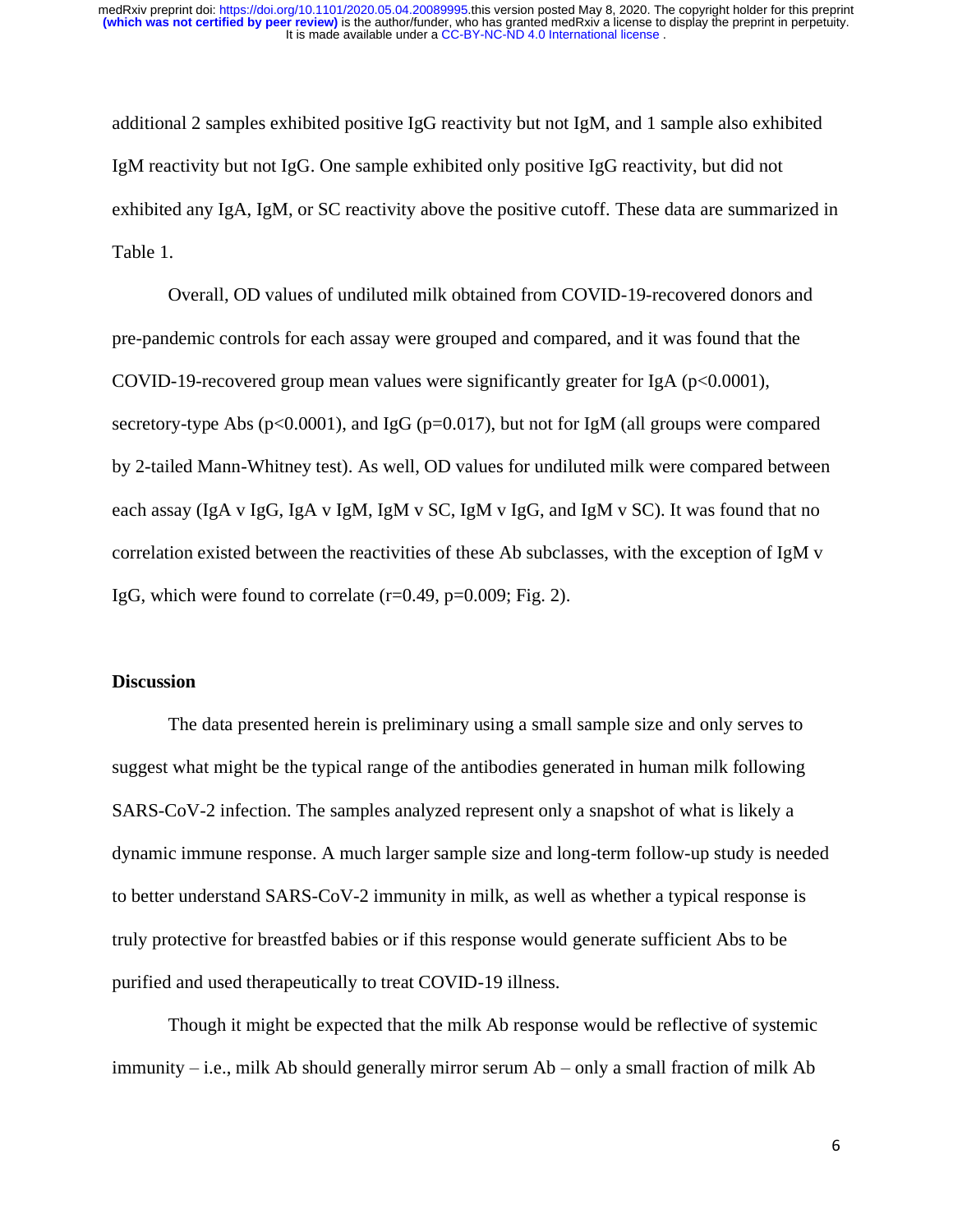additional 2 samples exhibited positive IgG reactivity but not IgM, and 1 sample also exhibited IgM reactivity but not IgG. One sample exhibited only positive IgG reactivity, but did not exhibited any IgA, IgM, or SC reactivity above the positive cutoff. These data are summarized in Table 1.

Overall, OD values of undiluted milk obtained from COVID-19-recovered donors and pre-pandemic controls for each assay were grouped and compared, and it was found that the COVID-19-recovered group mean values were significantly greater for IgA ($p<0.0001$), secretory-type Abs ($p<0.0001$), and IgG ($p=0.017$), but not for IgM (all groups were compared by 2-tailed Mann-Whitney test). As well, OD values for undiluted milk were compared between each assay (IgA v IgG, IgA v IgM, IgM v SC, IgM v IgG, and IgM v SC). It was found that no correlation existed between the reactivities of these Ab subclasses, with the exception of IgM v IgG, which were found to correlate ($r=0.49$, $p=0.009$; Fig. 2).

## Discussion

The data presented herein is preliminary using a small sample size and only serves to suggest what might be the typical range of the antibodies generated in human milk following SARS-CoV-2 infection. The samples analyzed represent only a snapshot of what is likely a dynamic immune response. A much larger sample size and long-term follow-up study is needed to better understand SARS-CoV-2 immunity in milk, as well as whether a typical response is truly protective for breastfed babies or if this response would generate sufficient Abs to be purified and used therapeutically to treat COVID-19 illness.

Though it might be expected that the milk Ab response would be reflective of systemic immunity – i.e., milk Ab should generally mirror serum Ab – only a small fraction of milk Ab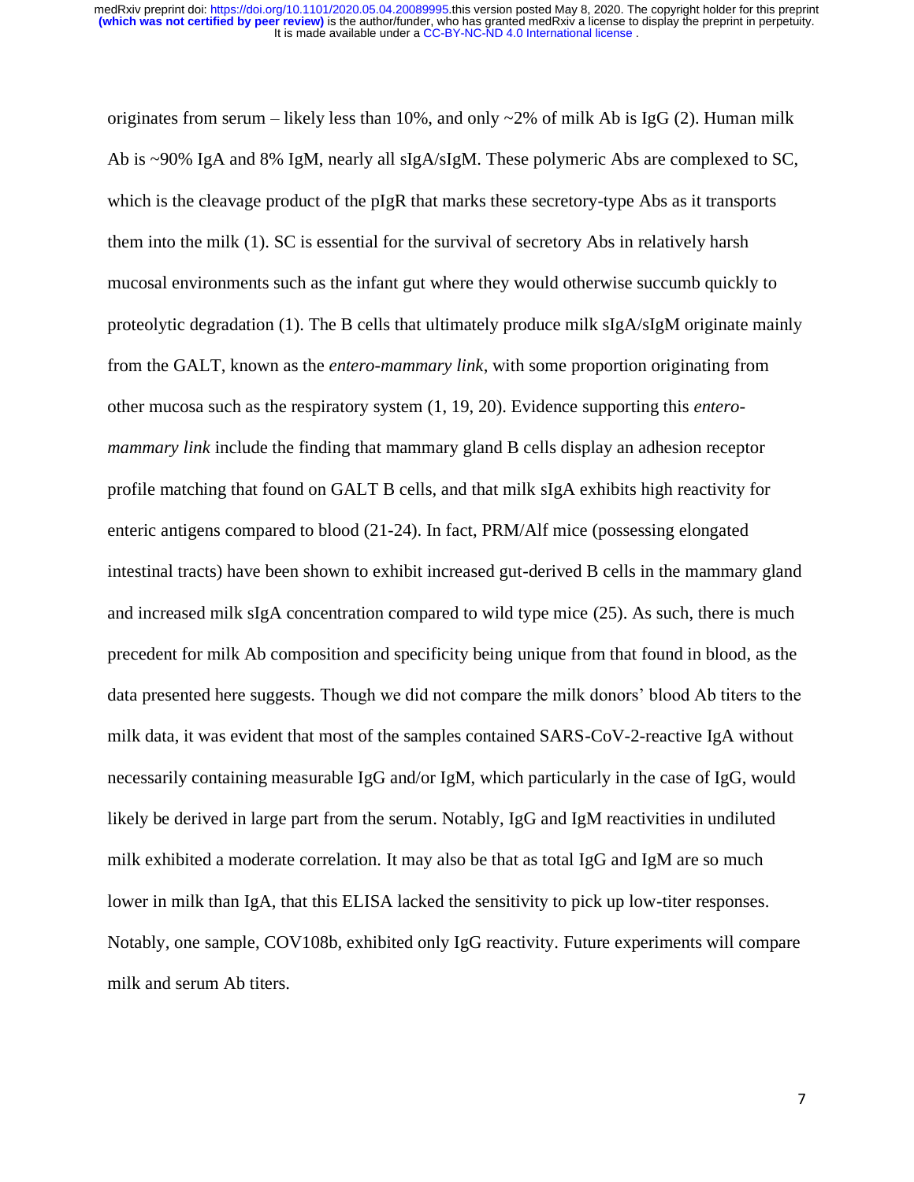originates from serum – likely less than 10%, and only ~2% of milk Ab is IgG (2). Human milk Ab is ~90% IgA and 8% IgM, nearly all sIgA/sIgM. These polymeric Abs are complexed to SC, which is the cleavage product of the pIgR that marks these secretory-type Abs as it transports them into the milk (1). SC is essential for the survival of secretory Abs in relatively harsh mucosal environments such as the infant gut where they would otherwise succumb quickly to proteolytic degradation (1). The B cells that ultimately produce milk sIgA/sIgM originate mainly from the GALT, known as the *entero-mammary link*, with some proportion originating from other mucosa such as the respiratory system (1, 19, 20). Evidence supporting this *entero-mammary link* include the finding that mammary gland B cells display an adhesion receptor profile matching that found on GALT B cells, and that milk sIgA exhibits high reactivity for enteric antigens compared to blood (21-24). In fact, PRM/Alf mice (possessing elongated intestinal tracts) have been shown to exhibit increased gut-derived B cells in the mammary gland and increased milk sIgA concentration compared to wild type mice (25). As such, there is much precedent for milk Ab composition and specificity being unique from that found in blood, as the data presented here suggests. Though we did not compare the milk donors' blood Ab titers to the milk data, it was evident that most of the samples contained SARS-CoV-2-reactive IgA without necessarily containing measurable IgG and/or IgM, which particularly in the case of IgG, would likely be derived in large part from the serum. Notably, IgG and IgM reactivities in undiluted milk exhibited a moderate correlation. It may also be that as total IgG and IgM are so much lower in milk than IgA, that this ELISA lacked the sensitivity to pick up low-titer responses. Notably, one sample, COV108b, exhibited only IgG reactivity. Future experiments will compare milk and serum Ab titers.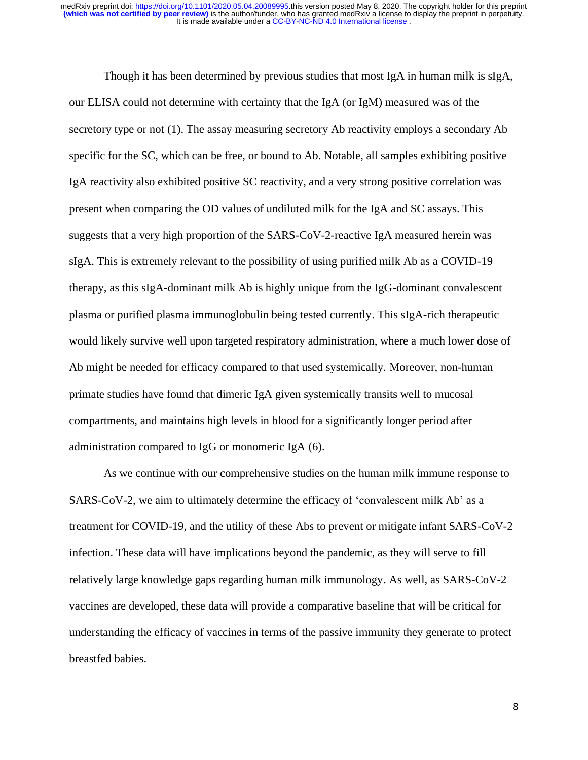Though it has been determined by previous studies that most IgA in human milk is sIgA, our ELISA could not determine with certainty that the IgA (or IgM) measured was of the secretory type or not (1). The assay measuring secretory Ab reactivity employs a secondary Ab specific for the SC, which can be free, or bound to Ab. Notable, all samples exhibiting positive IgA reactivity also exhibited positive SC reactivity, and a very strong positive correlation was present when comparing the OD values of undiluted milk for the IgA and SC assays. This suggests that a very high proportion of the SARS-CoV-2-reactive IgA measured herein was sIgA. This is extremely relevant to the possibility of using purified milk Ab as a COVID-19 therapy, as this sIgA-dominant milk Ab is highly unique from the IgG-dominant convalescent plasma or purified plasma immunoglobulin being tested currently. This sIgA-rich therapeutic would likely survive well upon targeted respiratory administration, where a much lower dose of Ab might be needed for efficacy compared to that used systemically. Moreover, non-human primate studies have found that dimeric IgA given systemically transits well to mucosal compartments, and maintains high levels in blood for a significantly longer period after administration compared to IgG or monomeric IgA (6).

As we continue with our comprehensive studies on the human milk immune response to SARS-CoV-2, we aim to ultimately determine the efficacy of 'convalescent milk Ab' as a treatment for COVID-19, and the utility of these Abs to prevent or mitigate infant SARS-CoV-2 infection. These data will have implications beyond the pandemic, as they will serve to fill relatively large knowledge gaps regarding human milk immunology. As well, as SARS-CoV-2 vaccines are developed, these data will provide a comparative baseline that will be critical for understanding the efficacy of vaccines in terms of the passive immunity they generate to protect breastfed babies.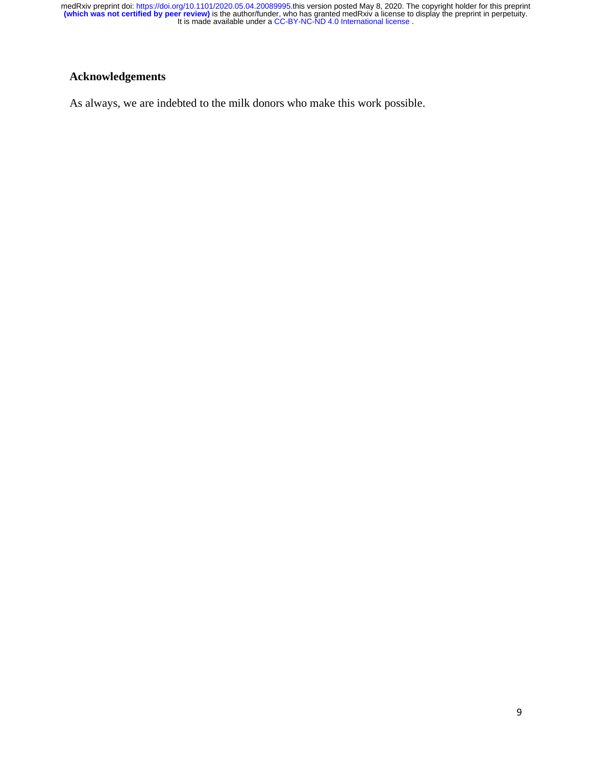## Acknowledgements

As always, we are indebted to the milk donors who make this work possible.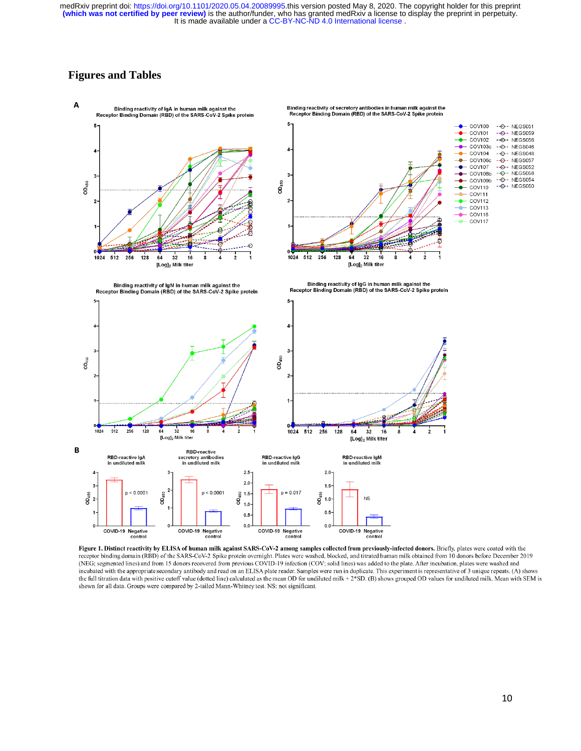# Figures and Tables

**Figure 1. Distinct reactivity by ELISA of human milk against SARS-CoV-2 among samples collected from previously-infected donors.** Briefly, plates were coated with the receptor binding domain (RBD) of the SARS-CoV-2 Spike protein overnight. Plates were washed, blocked, and titrated human milk obtained from 10 donors before December 2019 (NEG; segmented lines) and from 15 donors recovered from previous COVID-19 infection (COV; solid lines) was added to the plate. After incubation, plates were washed and incubated with the appropriate secondary antibody and read on an ELISA plate reader. Samples were run in duplicate. This experiment is representative of 3 unique repeats. (A) shows the full titration data with positive cutoff value (dotted line) calculated as the mean OD for undiluted milk + 2*SD. (B) shows grouped OD values for undiluted milk. Mean with SEM is shown for all data. Groups were compared by 2-tailed Mann-Whitney test. NS: not significant.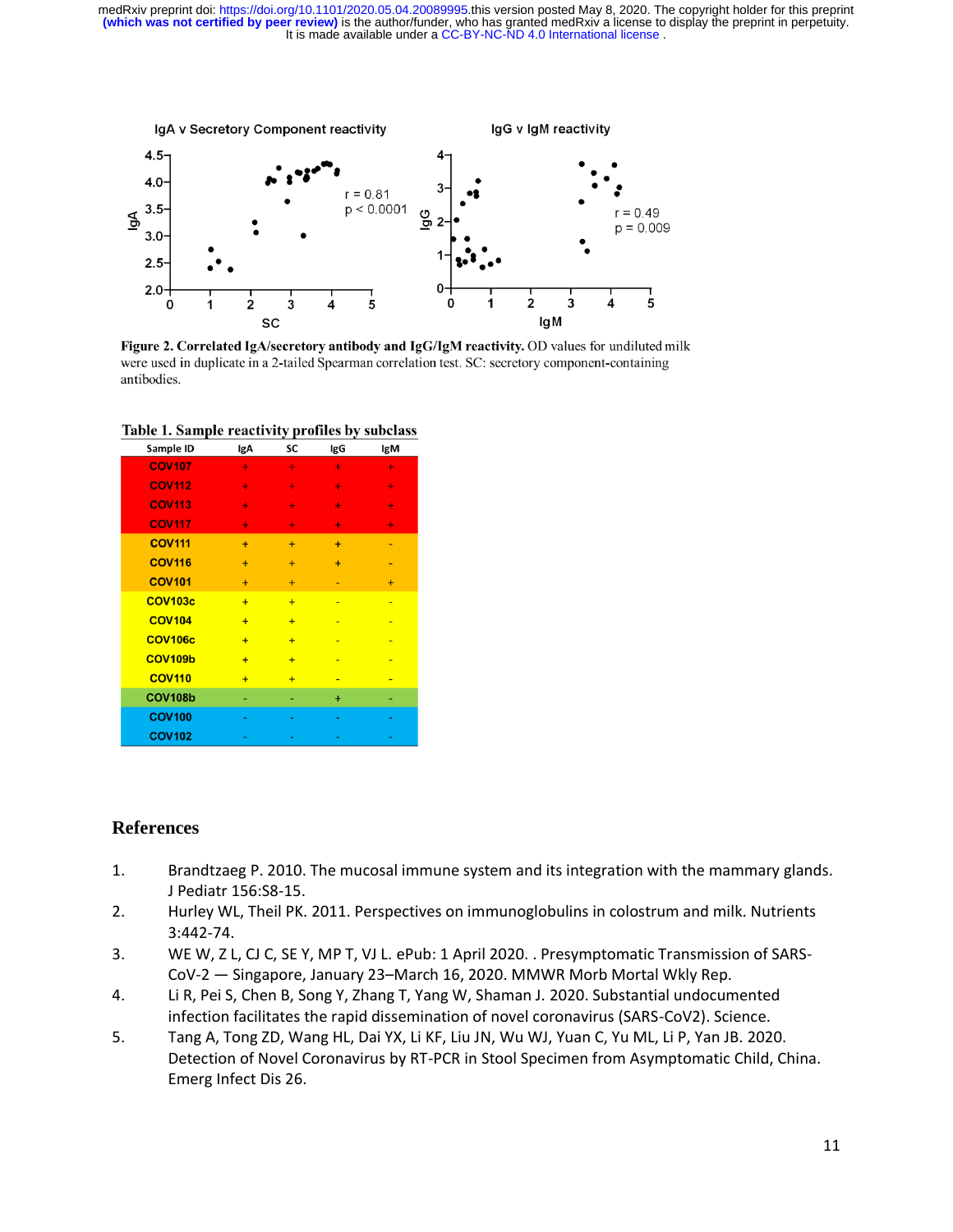Figure 2. Correlated IgA/secretory antibody and IgG/IgM reactivity. OD values for undiluted milk were used in duplicate in a 2-tailed Spearman correlation test. SC: secretory component-containing antibodies.

**Table 1. Sample reactivity profiles by subclass**

| Sample ID | IgA | SC | IgG | IgM |
|---|---|---|---|---|
| COV107 | + | + | + | + |
| COV112 | + | + | + | + |
| COV113 | + | + | + | + |
| COV117 | + | + | + | + |
| COV111 | + | + | + | - |
| COV116 | + | + | + | - |
| COV101 | + | + | - | + |
| COV103c | + | + | - | - |
| COV104 | + | + | - | - |
| COV106c | + | + | - | - |
| COV109b | + | + | - | - |
| COV110 | + | + | - | - |
| COV108b | - | - | + | - |
| COV100 | - | - | - | - |
| COV102 | - | - | - | - |

## References

1. Brandtzaeg P. 2010. The mucosal immune system and its integration with the mammary glands. J Pediatr 156:S8-15.
2. Hurley WL, Theil PK. 2011. Perspectives on immunoglobulins in colostrum and milk. Nutrients 3:442-74.
3. WE W, Z L, CJ C, SE Y, MP T, VJ L. ePub: 1 April 2020. . Presymptomatic Transmission of SARS-CoV-2 — Singapore, January 23–March 16, 2020. MMWR Morb Mortal Wkly Rep.
4. Li R, Pei S, Chen B, Song Y, Zhang T, Yang W, Shaman J. 2020. Substantial undocumented infection facilitates the rapid dissemination of novel coronavirus (SARS-CoV2). Science.
5. Tang A, Tong ZD, Wang HL, Dai YX, Li KF, Liu JN, Wu WJ, Yuan C, Yu ML, Li P, Yan JB. 2020. Detection of Novel Coronavirus by RT-PCR in Stool Specimen from Asymptomatic Child, China. Emerg Infect Dis 26.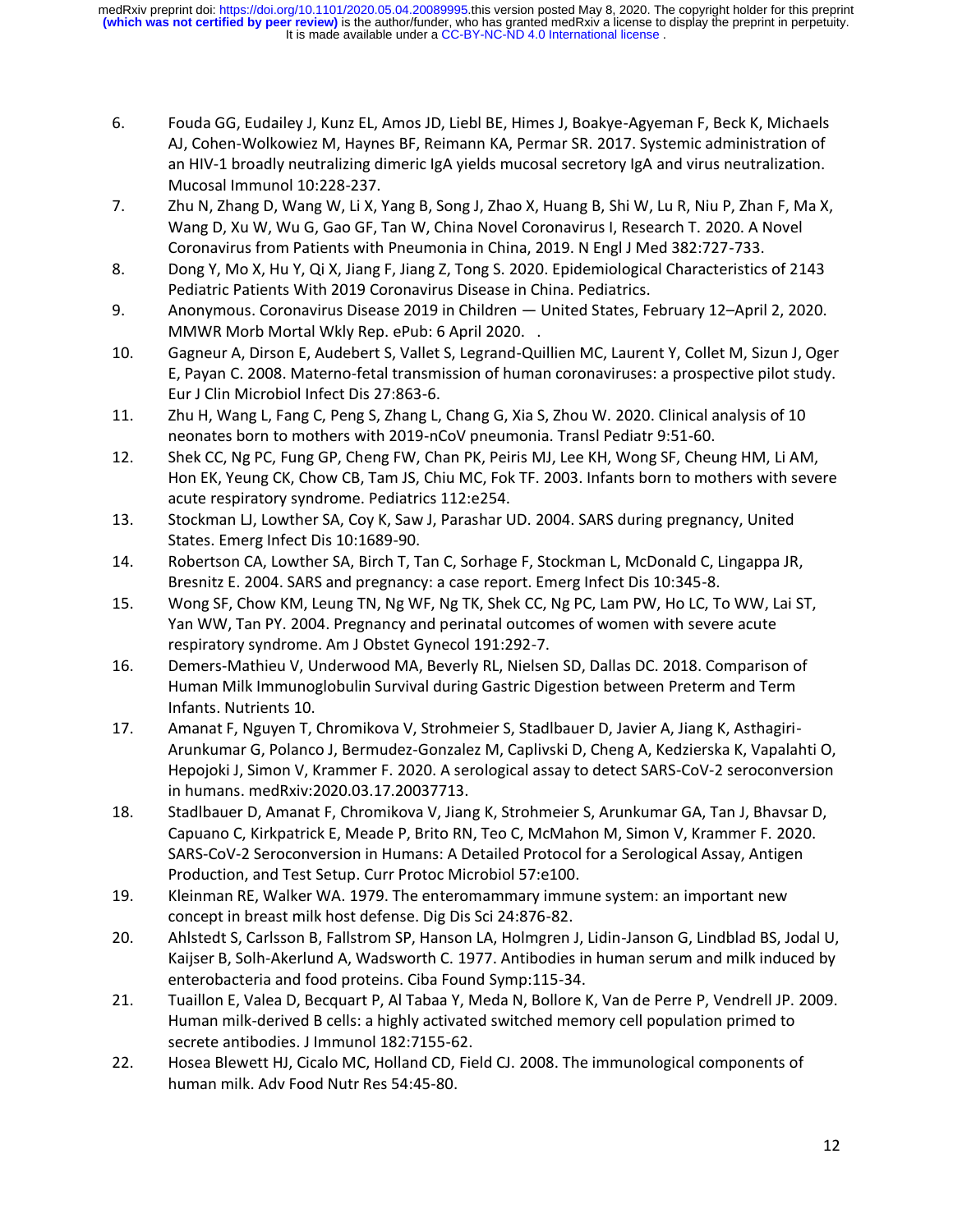6. Fouda GG, Eudailey J, Kunz EL, Amos JD, Liebl BE, Himes J, Boakye-Agyeman F, Beck K, Michaels AJ, Cohen-Wolkowiez M, Haynes BF, Reimann KA, Permar SR. 2017. Systemic administration of an HIV-1 broadly neutralizing dimeric IgA yields mucosal secretory IgA and virus neutralization. Mucosal Immunol 10:228-237.
7. Zhu N, Zhang D, Wang W, Li X, Yang B, Song J, Zhao X, Huang B, Shi W, Lu R, Niu P, Zhan F, Ma X, Wang D, Xu W, Wu G, Gao GF, Tan W, China Novel Coronavirus I, Research T. 2020. A Novel Coronavirus from Patients with Pneumonia in China, 2019. N Engl J Med 382:727-733.
8. Dong Y, Mo X, Hu Y, Qi X, Jiang F, Jiang Z, Tong S. 2020. Epidemiological Characteristics of 2143 Pediatric Patients With 2019 Coronavirus Disease in China. Pediatrics.
9. Anonymous. Coronavirus Disease 2019 in Children — United States, February 12–April 2, 2020. MMWR Morb Mortal Wkly Rep. ePub: 6 April 2020. .
10. Gagneur A, Dirson E, Audebert S, Vallet S, Legrand-Quillien MC, Laurent Y, Collet M, Sizun J, Oger E, Payan C. 2008. Materno-fetal transmission of human coronaviruses: a prospective pilot study. Eur J Clin Microbiol Infect Dis 27:863-6.
11. Zhu H, Wang L, Fang C, Peng S, Zhang L, Chang G, Xia S, Zhou W. 2020. Clinical analysis of 10 neonates born to mothers with 2019-nCoV pneumonia. Transl Pediatr 9:51-60.
12. Shek CC, Ng PC, Fung GP, Cheng FW, Chan PK, Peiris MJ, Lee KH, Wong SF, Cheung HM, Li AM, Hon EK, Yeung CK, Chow CB, Tam JS, Chiu MC, Fok TF. 2003. Infants born to mothers with severe acute respiratory syndrome. Pediatrics 112:e254.
13. Stockman LJ, Lowther SA, Coy K, Saw J, Parashar UD. 2004. SARS during pregnancy, United States. Emerg Infect Dis 10:1689-90.
14. Robertson CA, Lowther SA, Birch T, Tan C, Sorhage F, Stockman L, McDonald C, Lingappa JR, Bresnitz E. 2004. SARS and pregnancy: a case report. Emerg Infect Dis 10:345-8.
15. Wong SF, Chow KM, Leung TN, Ng WF, Ng TK, Shek CC, Ng PC, Lam PW, Ho LC, To WW, Lai ST, Yan WW, Tan PY. 2004. Pregnancy and perinatal outcomes of women with severe acute respiratory syndrome. Am J Obstet Gynecol 191:292-7.
16. Demers-Mathieu V, Underwood MA, Beverly RL, Nielsen SD, Dallas DC. 2018. Comparison of Human Milk Immunoglobulin Survival during Gastric Digestion between Preterm and Term Infants. Nutrients 10.
17. Amanat F, Nguyen T, Chromikova V, Strohmeier S, Stadlbauer D, Javier A, Jiang K, Asthagiri-Arunkumar G, Polanco J, Bermudez-Gonzalez M, Caplivski D, Cheng A, Kedzierska K, Vapalahti O, Hepojoki J, Simon V, Krammer F. 2020. A serological assay to detect SARS-CoV-2 seroconversion in humans. medRxiv:2020.03.17.20037713.
18. Stadlbauer D, Amanat F, Chromikova V, Jiang K, Strohmeier S, Arunkumar GA, Tan J, Bhavsar D, Capuano C, Kirkpatrick E, Meade P, Brito RN, Teo C, McMahon M, Simon V, Krammer F. 2020. SARS-CoV-2 Seroconversion in Humans: A Detailed Protocol for a Serological Assay, Antigen Production, and Test Setup. Curr Protoc Microbiol 57:e100.
19. Kleinman RE, Walker WA. 1979. The enteromammary immune system: an important new concept in breast milk host defense. Dig Dis Sci 24:876-82.
20. Ahlstedt S, Carlsson B, Fallstrom SP, Hanson LA, Holmgren J, Lidin-Janson G, Lindblad BS, Jodal U, Kaijser B, Solh-Akerlund A, Wadsworth C. 1977. Antibodies in human serum and milk induced by enterobacteria and food proteins. Ciba Found Symp:115-34.
21. Tuaillon E, Valea D, Becquart P, Al Tabaa Y, Meda N, Bollore K, Van de Perre P, Vendrell JP. 2009. Human milk-derived B cells: a highly activated switched memory cell population primed to secrete antibodies. J Immunol 182:7155-62.
22. Hosea Blewett HJ, Cicalo MC, Holland CD, Field CJ. 2008. The immunological components of human milk. Adv Food Nutr Res 54:45-80.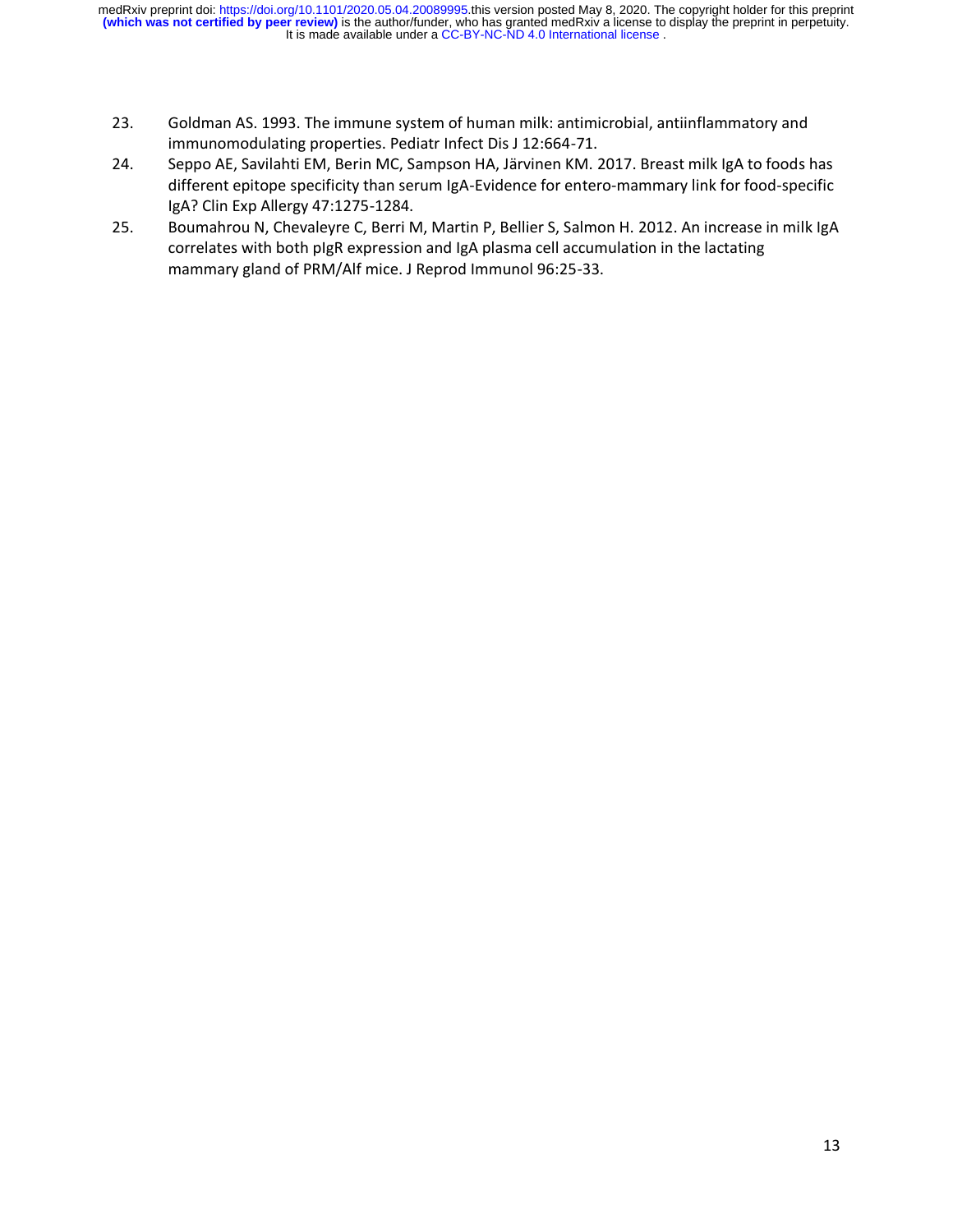23. Goldman AS. 1993. The immune system of human milk: antimicrobial, antiinflammatory and immunomodulating properties. Pediatr Infect Dis J 12:664-71.
24. Seppo AE, Savilahti EM, Berin MC, Sampson HA, Järvinen KM. 2017. Breast milk IgA to foods has different epitope specificity than serum IgA-Evidence for entero-mammary link for food-specific IgA? Clin Exp Allergy 47:1275-1284.
25. Boumahrou N, Chevaleyre C, Berri M, Martin P, Bellier S, Salmon H. 2012. An increase in milk IgA correlates with both pIgR expression and IgA plasma cell accumulation in the lactating mammary gland of PRM/Alf mice. J Reprod Immunol 96:25-33.